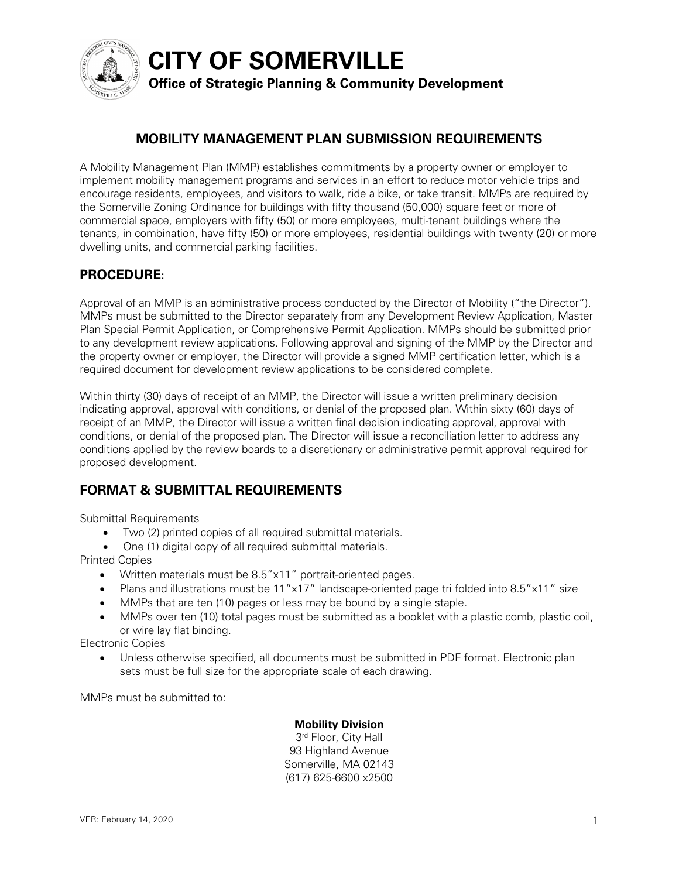# CITY OF SOMERVILLE

**Office of Strategic Planning & Community Development**

## MOBILITY MANAGEMENT PLAN SUBMISSION REQUIREMENTS

A Mobility Management Plan (MMP) establishes commitments by a property owner or employer to implement mobility management programs and services in an effort to reduce motor vehicle trips and encourage residents, employees, and visitors to walk, ride a bike, or take transit. MMPs are required by the Somerville Zoning Ordinance for buildings with fifty thousand (50,000) square feet or more of commercial space, employers with fifty (50) or more employees, multi-tenant buildings where the tenants, in combination, have fifty (50) or more employees, residential buildings with twenty (20) or more dwelling units, and commercial parking facilities.

## PROCEDURE:

Approval of an MMP is an administrative process conducted by the Director of Mobility ("the Director"). MMPs must be submitted to the Director separately from any Development Review Application, Master Plan Special Permit Application, or Comprehensive Permit Application. MMPs should be submitted prior to any development review applications. Following approval and signing of the MMP by the Director and the property owner or employer, the Director will provide a signed MMP certification letter, which is a required document for development review applications to be considered complete.

Within thirty (30) days of receipt of an MMP, the Director will issue a written preliminary decision indicating approval, approval with conditions, or denial of the proposed plan. Within sixty (60) days of receipt of an MMP, the Director will issue a written final decision indicating approval, approval with conditions, or denial of the proposed plan. The Director will issue a reconciliation letter to address any conditions applied by the review boards to a discretionary or administrative permit approval required for proposed development.

## FORMAT & SUBMITTAL REQUIREMENTS

Submittal Requirements

- Two (2) printed copies of all required submittal materials.
- One (1) digital copy of all required submittal materials.

Printed Copies

- Written materials must be 8.5"x11" portrait-oriented pages.
- Plans and illustrations must be 11"x17" landscape-oriented page tri folded into 8.5"x11" size
- MMPs that are ten (10) pages or less may be bound by a single staple.
- MMPs over ten (10) total pages must be submitted as a booklet with a plastic comb, plastic coil, or wire lay flat binding.

Electronic Copies

- Unless otherwise specified, all documents must be submitted in PDF format. Electronic plan sets must be full size for the appropriate scale of each drawing.

MMPs must be submitted to:

**Mobility Division**
3rd Floor, City Hall
93 Highland Avenue
Somerville, MA 02143
(617) 625-6600 x2500

VER: February 14, 2020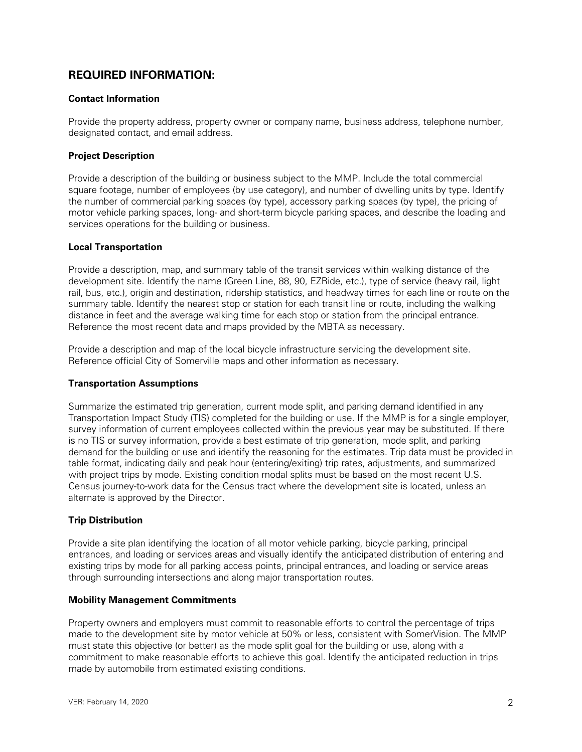## REQUIRED INFORMATION:

**Contact Information**

Provide the property address, property owner or company name, business address, telephone number, designated contact, and email address.

**Project Description**

Provide a description of the building or business subject to the MMP. Include the total commercial square footage, number of employees (by use category), and number of dwelling units by type. Identify the number of commercial parking spaces (by type), accessory parking spaces (by type), the pricing of motor vehicle parking spaces, long- and short-term bicycle parking spaces, and describe the loading and services operations for the building or business.

**Local Transportation**

Provide a description, map, and summary table of the transit services within walking distance of the development site. Identify the name (Green Line, 88, 90, EZRide, etc.), type of service (heavy rail, light rail, bus, etc.), origin and destination, ridership statistics, and headway times for each line or route on the summary table. Identify the nearest stop or station for each transit line or route, including the walking distance in feet and the average walking time for each stop or station from the principal entrance. Reference the most recent data and maps provided by the MBTA as necessary.

Provide a description and map of the local bicycle infrastructure servicing the development site. Reference official City of Somerville maps and other information as necessary.

**Transportation Assumptions**

Summarize the estimated trip generation, current mode split, and parking demand identified in any Transportation Impact Study (TIS) completed for the building or use. If the MMP is for a single employer, survey information of current employees collected within the previous year may be substituted. If there is no TIS or survey information, provide a best estimate of trip generation, mode split, and parking demand for the building or use and identify the reasoning for the estimates. Trip data must be provided in table format, indicating daily and peak hour (entering/exiting) trip rates, adjustments, and summarized with project trips by mode. Existing condition modal splits must be based on the most recent U.S. Census journey-to-work data for the Census tract where the development site is located, unless an alternate is approved by the Director.

**Trip Distribution**

Provide a site plan identifying the location of all motor vehicle parking, bicycle parking, principal entrances, and loading or services areas and visually identify the anticipated distribution of entering and existing trips by mode for all parking access points, principal entrances, and loading or service areas through surrounding intersections and along major transportation routes.

**Mobility Management Commitments**

Property owners and employers must commit to reasonable efforts to control the percentage of trips made to the development site by motor vehicle at 50% or less, consistent with SomerVision. The MMP must state this objective (or better) as the mode split goal for the building or use, along with a commitment to make reasonable efforts to achieve this goal. Identify the anticipated reduction in trips made by automobile from estimated existing conditions.

VER: February 14, 2020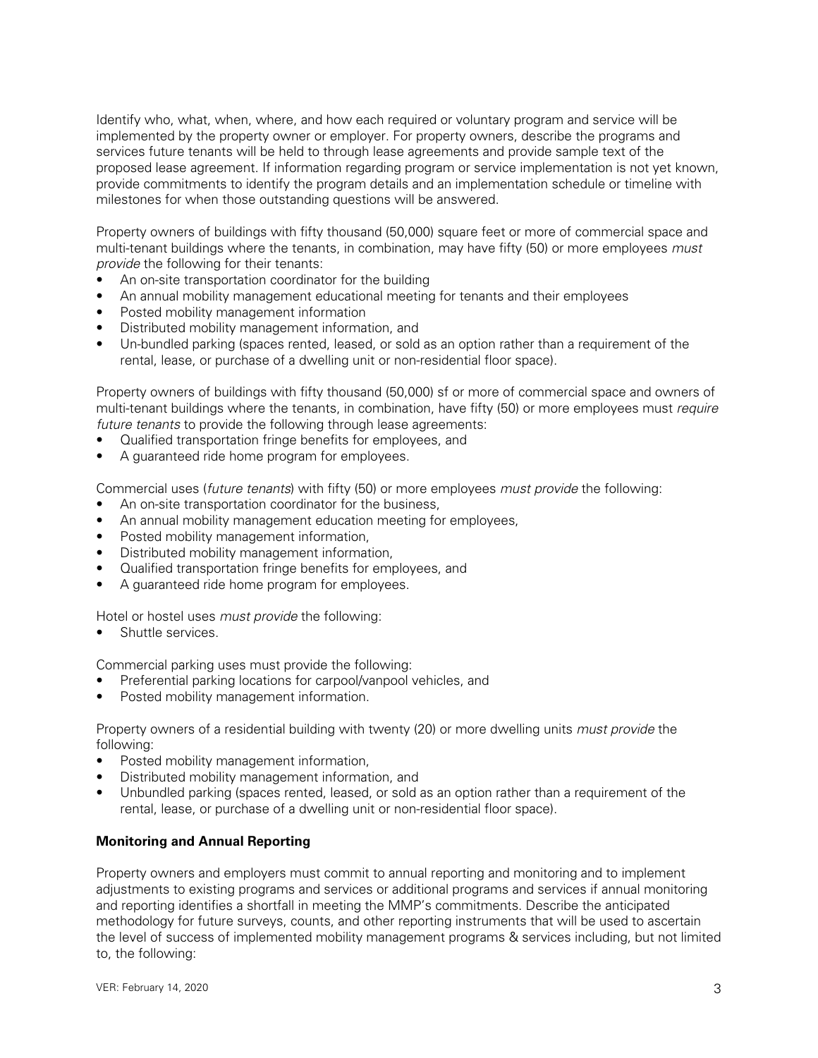Identify who, what, when, where, and how each required or voluntary program and service will be implemented by the property owner or employer. For property owners, describe the programs and services future tenants will be held to through lease agreements and provide sample text of the proposed lease agreement. If information regarding program or service implementation is not yet known, provide commitments to identify the program details and an implementation schedule or timeline with milestones for when those outstanding questions will be answered.

Property owners of buildings with fifty thousand (50,000) square feet or more of commercial space and multi-tenant buildings where the tenants, in combination, may have fifty (50) or more employees *must provide* the following for their tenants:

- An on-site transportation coordinator for the building
- An annual mobility management educational meeting for tenants and their employees
- Posted mobility management information
- Distributed mobility management information, and
- Un-bundled parking (spaces rented, leased, or sold as an option rather than a requirement of the rental, lease, or purchase of a dwelling unit or non-residential floor space).

Property owners of buildings with fifty thousand (50,000) sf or more of commercial space and owners of multi-tenant buildings where the tenants, in combination, have fifty (50) or more employees must *require future tenants* to provide the following through lease agreements:

- Qualified transportation fringe benefits for employees, and
- A guaranteed ride home program for employees.

Commercial uses (*future tenants*) with fifty (50) or more employees *must provide* the following:

- An on-site transportation coordinator for the business,
- An annual mobility management education meeting for employees,
- Posted mobility management information,
- Distributed mobility management information,
- Qualified transportation fringe benefits for employees, and
- A guaranteed ride home program for employees.

Hotel or hostel uses *must provide* the following:

- Shuttle services.

Commercial parking uses must provide the following:

- Preferential parking locations for carpool/vanpool vehicles, and
- Posted mobility management information.

Property owners of a residential building with twenty (20) or more dwelling units *must provide* the following:

- Posted mobility management information,
- Distributed mobility management information, and
- Unbundled parking (spaces rented, leased, or sold as an option rather than a requirement of the rental, lease, or purchase of a dwelling unit or non-residential floor space).

**Monitoring and Annual Reporting**

Property owners and employers must commit to annual reporting and monitoring and to implement adjustments to existing programs and services or additional programs and services if annual monitoring and reporting identifies a shortfall in meeting the MMP's commitments. Describe the anticipated methodology for future surveys, counts, and other reporting instruments that will be used to ascertain the level of success of implemented mobility management programs & services including, but not limited to, the following: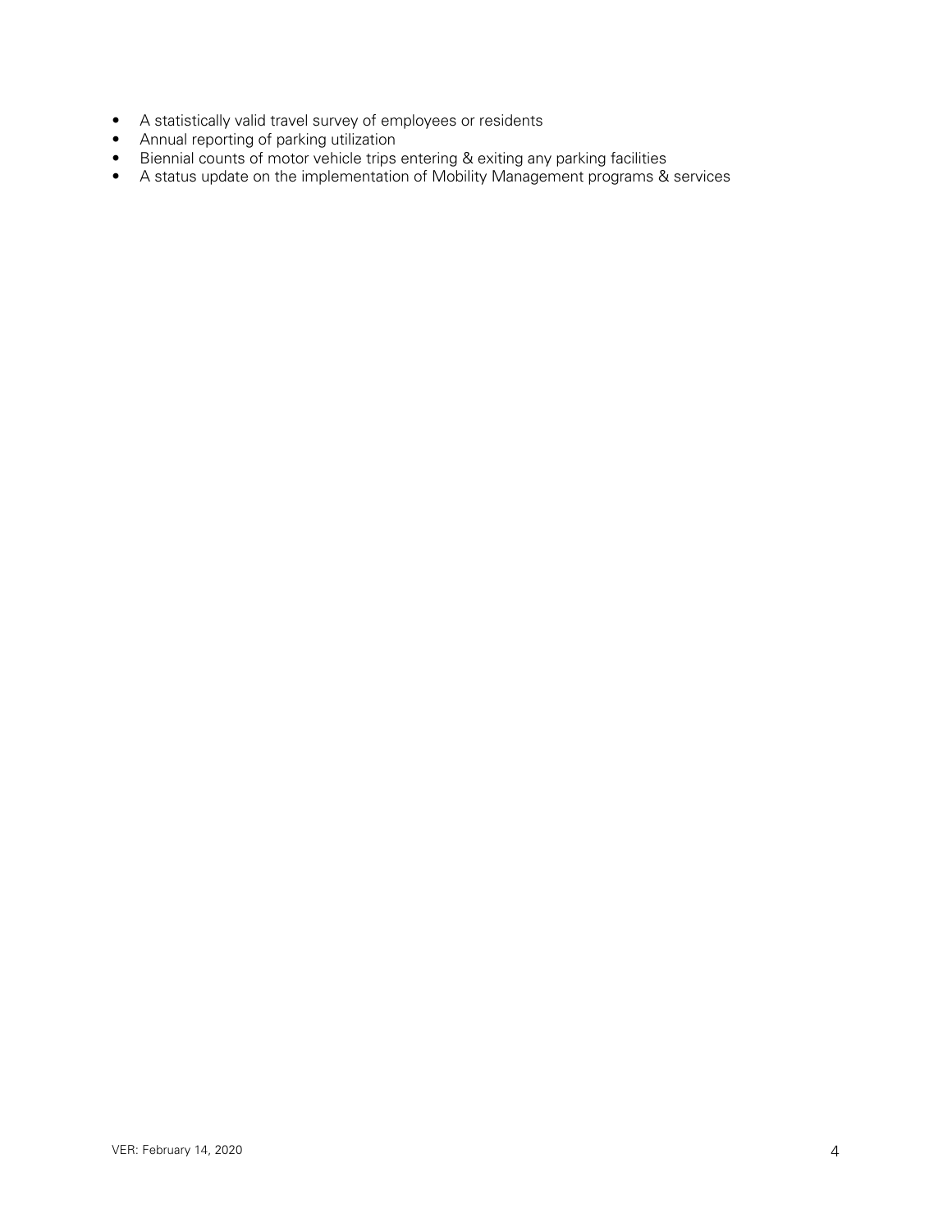- A statistically valid travel survey of employees or residents
- Annual reporting of parking utilization
- Biennial counts of motor vehicle trips entering & exiting any parking facilities
- A status update on the implementation of Mobility Management programs & services